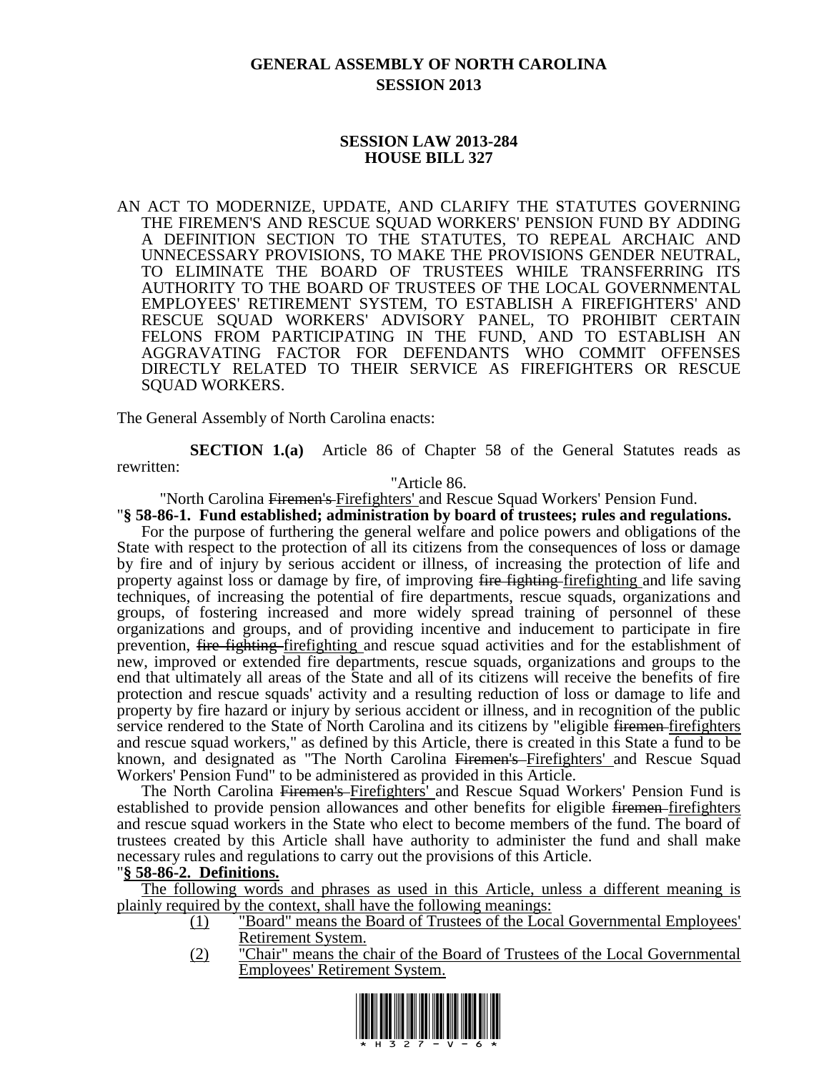# GENERAL ASSEMBLY OF NORTH CAROLINA
## SESSION 2013

### SESSION LAW 2013-284
### HOUSE BILL 327

AN ACT TO MODERNIZE, UPDATE, AND CLARIFY THE STATUTES GOVERNING THE FIREMEN'S AND RESCUE SQUAD WORKERS' PENSION FUND BY ADDING A DEFINITION SECTION TO THE STATUTES, TO REPEAL ARCHAIC AND UNNECESSARY PROVISIONS, TO MAKE THE PROVISIONS GENDER NEUTRAL, TO ELIMINATE THE BOARD OF TRUSTEES WHILE TRANSFERRING ITS AUTHORITY TO THE BOARD OF TRUSTEES OF THE LOCAL GOVERNMENTAL EMPLOYEES' RETIREMENT SYSTEM, TO ESTABLISH A FIREFIGHTERS' AND RESCUE SQUAD WORKERS' ADVISORY PANEL, TO PROHIBIT CERTAIN FELONS FROM PARTICIPATING IN THE FUND, AND TO ESTABLISH AN AGGRAVATING FACTOR FOR DEFENDANTS WHO COMMIT OFFENSES DIRECTLY RELATED TO THEIR SERVICE AS FIREFIGHTERS OR RESCUE SQUAD WORKERS.

The General Assembly of North Carolina enacts:

**SECTION 1.(a)** Article 86 of Chapter 58 of the General Statutes reads as rewritten:

"Article 86.

"North Carolina ~~Firemen's~~ <u>Firefighters'</u> and Rescue Squad Workers' Pension Fund.

"**§ 58-86-1. Fund established; administration by board of trustees; rules and regulations.**

For the purpose of furthering the general welfare and police powers and obligations of the State with respect to the protection of all its citizens from the consequences of loss or damage by fire and of injury by serious accident or illness, of increasing the protection of life and property against loss or damage by fire, of improving ~~fire fighting~~ <u>firefighting</u> and life saving techniques, of increasing the potential of fire departments, rescue squads, organizations and groups, of fostering increased and more widely spread training of personnel of these organizations and groups, and of providing incentive and inducement to participate in fire prevention, ~~fire fighting~~ <u>firefighting</u> and rescue squad activities and for the establishment of new, improved or extended fire departments, rescue squads, organizations and groups to the end that ultimately all areas of the State and all of its citizens will receive the benefits of fire protection and rescue squads' activity and a resulting reduction of loss or damage to life and property by fire hazard or injury by serious accident or illness, and in recognition of the public service rendered to the State of North Carolina and its citizens by "eligible ~~firemen~~ <u>firefighters</u> and rescue squad workers," as defined by this Article, there is created in this State a fund to be known, and designated as "The North Carolina ~~Firemen's~~ <u>Firefighters'</u> and Rescue Squad Workers' Pension Fund" to be administered as provided in this Article.

The North Carolina ~~Firemen's~~ <u>Firefighters'</u> and Rescue Squad Workers' Pension Fund is established to provide pension allowances and other benefits for eligible ~~firemen~~ <u>firefighters</u> and rescue squad workers in the State who elect to become members of the fund. The board of trustees created by this Article shall have authority to administer the fund and shall make necessary rules and regulations to carry out the provisions of this Article.

"<u>**§ 58-86-2. Definitions.**</u>

<u>The following words and phrases as used in this Article, unless a different meaning is plainly required by the context, shall have the following meanings:</u>

- <u>(1) "Board" means the Board of Trustees of the Local Governmental Employees' Retirement System.</u>
- <u>(2) "Chair" means the chair of the Board of Trustees of the Local Governmental Employees' Retirement System.</u>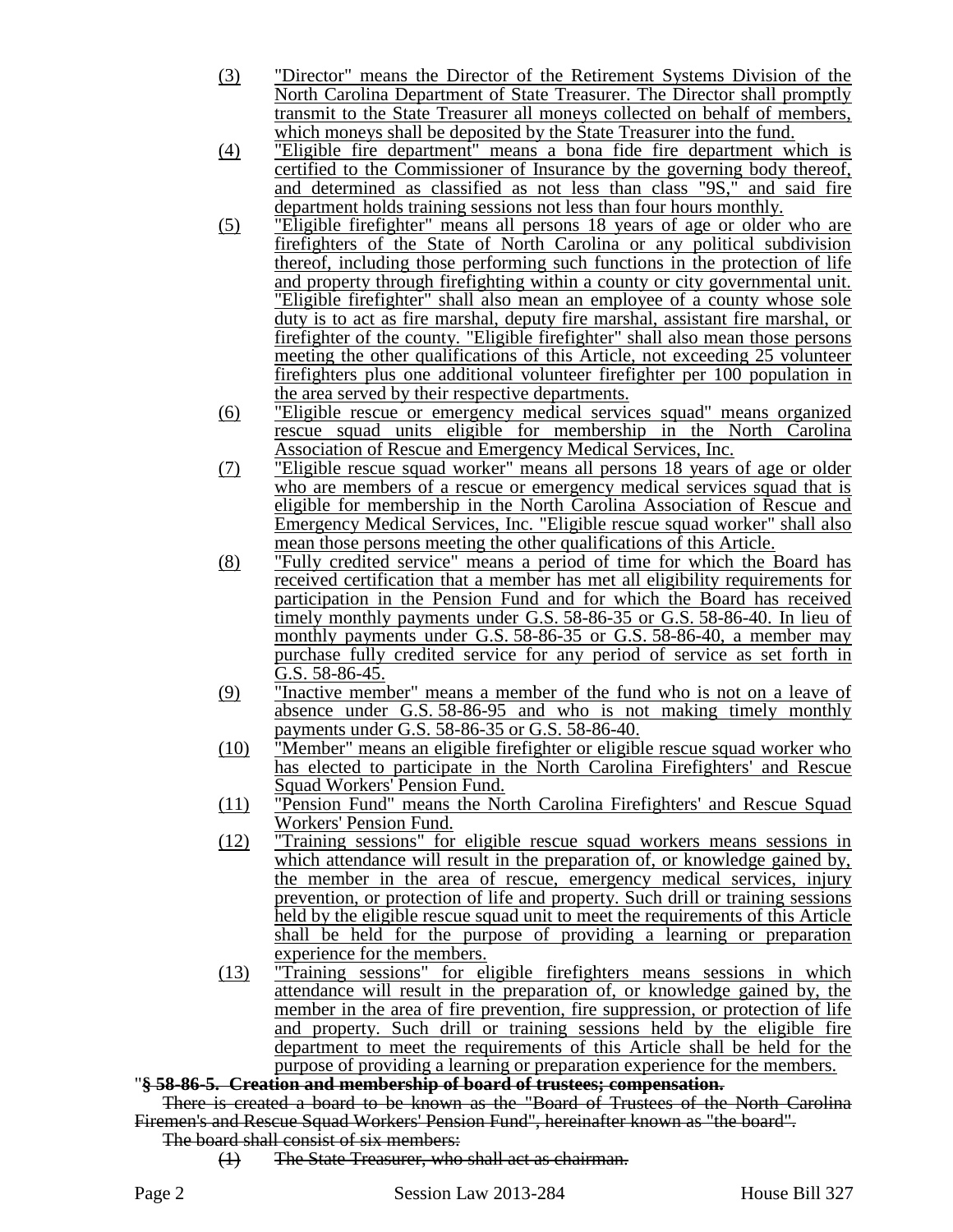(3) "Director" means the Director of the Retirement Systems Division of the North Carolina Department of State Treasurer. The Director shall promptly transmit to the State Treasurer all moneys collected on behalf of members, which moneys shall be deposited by the State Treasurer into the fund.

(4) "Eligible fire department" means a bona fide fire department which is certified to the Commissioner of Insurance by the governing body thereof, and determined as classified as not less than class "9S," and said fire department holds training sessions not less than four hours monthly.

(5) "Eligible firefighter" means all persons 18 years of age or older who are firefighters of the State of North Carolina or any political subdivision thereof, including those performing such functions in the protection of life and property through firefighting within a county or city governmental unit. "Eligible firefighter" shall also mean an employee of a county whose sole duty is to act as fire marshal, deputy fire marshal, assistant fire marshal, or firefighter of the county. "Eligible firefighter" shall also mean those persons meeting the other qualifications of this Article, not exceeding 25 volunteer firefighters plus one additional volunteer firefighter per 100 population in the area served by their respective departments.

(6) "Eligible rescue or emergency medical services squad" means organized rescue squad units eligible for membership in the North Carolina Association of Rescue and Emergency Medical Services, Inc.

(7) "Eligible rescue squad worker" means all persons 18 years of age or older who are members of a rescue or emergency medical services squad that is eligible for membership in the North Carolina Association of Rescue and Emergency Medical Services, Inc. "Eligible rescue squad worker" shall also mean those persons meeting the other qualifications of this Article.

(8) "Fully credited service" means a period of time for which the Board has received certification that a member has met all eligibility requirements for participation in the Pension Fund and for which the Board has received timely monthly payments under G.S. 58-86-35 or G.S. 58-86-40. In lieu of monthly payments under G.S. 58-86-35 or G.S. 58-86-40, a member may purchase fully credited service for any period of service as set forth in G.S. 58-86-45.

(9) "Inactive member" means a member of the fund who is not on a leave of absence under G.S. 58-86-95 and who is not making timely monthly payments under G.S. 58-86-35 or G.S. 58-86-40.

(10) "Member" means an eligible firefighter or eligible rescue squad worker who has elected to participate in the North Carolina Firefighters' and Rescue Squad Workers' Pension Fund.

(11) "Pension Fund" means the North Carolina Firefighters' and Rescue Squad Workers' Pension Fund.

(12) "Training sessions" for eligible rescue squad workers means sessions in which attendance will result in the preparation of, or knowledge gained by, the member in the area of rescue, emergency medical services, injury prevention, or protection of life and property. Such drill or training sessions held by the eligible rescue squad unit to meet the requirements of this Article shall be held for the purpose of providing a learning or preparation experience for the members.

(13) "Training sessions" for eligible firefighters means sessions in which attendance will result in the preparation of, or knowledge gained by, the member in the area of fire prevention, fire suppression, or protection of life and property. Such drill or training sessions held by the eligible fire department to meet the requirements of this Article shall be held for the purpose of providing a learning or preparation experience for the members.

"~~**§ 58-86-5. Creation and membership of board of trustees; compensation.**~~

~~There is created a board to be known as the "Board of Trustees of the North Carolina Firemen's and Rescue Squad Workers' Pension Fund", hereinafter known as "the board".~~

~~The board shall consist of six members:~~

~~(1) The State Treasurer, who shall act as chairman.~~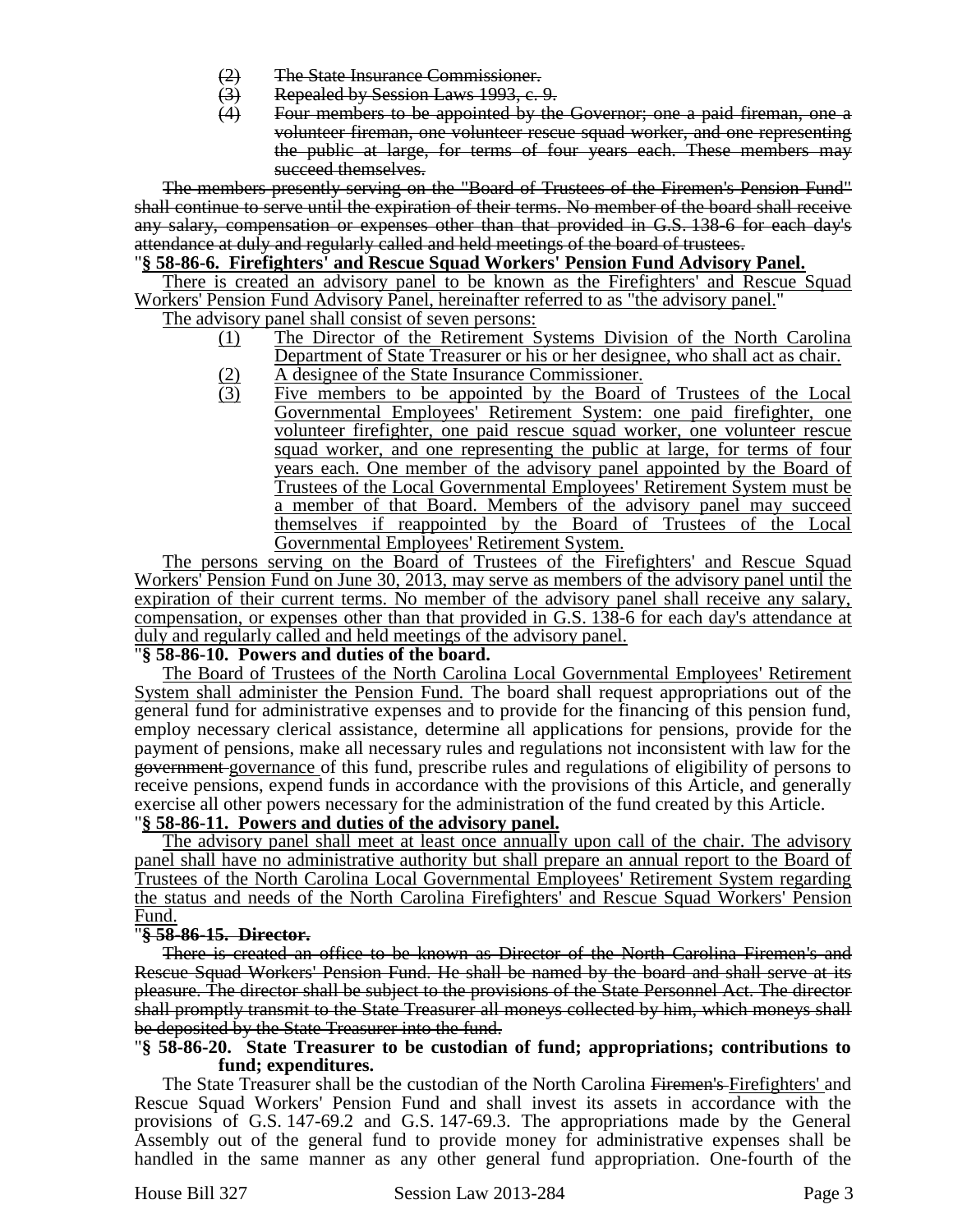(2) The State Insurance Commissioner.

(3) Repealed by Session Laws 1993, c. 9.

(4) Four members to be appointed by the Governor; one a paid fireman, one a volunteer fireman, one volunteer rescue squad worker, and one representing the public at large, for terms of four years each. These members may succeed themselves.

The members presently serving on the "Board of Trustees of the Firemen's Pension Fund" shall continue to serve until the expiration of their terms. No member of the board shall receive any salary, compensation or expenses other than that provided in G.S. 138-6 for each day's attendance at duly and regularly called and held meetings of the board of trustees.

"**§ 58-86-6. Firefighters' and Rescue Squad Workers' Pension Fund Advisory Panel.**

There is created an advisory panel to be known as the Firefighters' and Rescue Squad Workers' Pension Fund Advisory Panel, hereinafter referred to as "the advisory panel."

The advisory panel shall consist of seven persons:

(1) The Director of the Retirement Systems Division of the North Carolina Department of State Treasurer or his or her designee, who shall act as chair.

(2) A designee of the State Insurance Commissioner.

(3) Five members to be appointed by the Board of Trustees of the Local Governmental Employees' Retirement System: one paid firefighter, one volunteer firefighter, one paid rescue squad worker, one volunteer rescue squad worker, and one representing the public at large, for terms of four years each. One member of the advisory panel appointed by the Board of Trustees of the Local Governmental Employees' Retirement System must be a member of that Board. Members of the advisory panel may succeed themselves if reappointed by the Board of Trustees of the Local Governmental Employees' Retirement System.

The persons serving on the Board of Trustees of the Firefighters' and Rescue Squad Workers' Pension Fund on June 30, 2013, may serve as members of the advisory panel until the expiration of their current terms. No member of the advisory panel shall receive any salary, compensation, or expenses other than that provided in G.S. 138-6 for each day's attendance at duly and regularly called and held meetings of the advisory panel.

"**§ 58-86-10. Powers and duties of the board.**

The Board of Trustees of the North Carolina Local Governmental Employees' Retirement System shall administer the Pension Fund. The board shall request appropriations out of the general fund for administrative expenses and to provide for the financing of this pension fund, employ necessary clerical assistance, determine all applications for pensions, provide for the payment of pensions, make all necessary rules and regulations not inconsistent with law for the government governance of this fund, prescribe rules and regulations of eligibility of persons to receive pensions, expend funds in accordance with the provisions of this Article, and generally exercise all other powers necessary for the administration of the fund created by this Article.

"**§ 58-86-11. Powers and duties of the advisory panel.**

The advisory panel shall meet at least once annually upon call of the chair. The advisory panel shall have no administrative authority but shall prepare an annual report to the Board of Trustees of the North Carolina Local Governmental Employees' Retirement System regarding the status and needs of the North Carolina Firefighters' and Rescue Squad Workers' Pension Fund.

"**§ 58-86-15. Director.**

There is created an office to be known as Director of the North Carolina Firemen's and Rescue Squad Workers' Pension Fund. He shall be named by the board and shall serve at its pleasure. The director shall be subject to the provisions of the State Personnel Act. The director shall promptly transmit to the State Treasurer all moneys collected by him, which moneys shall be deposited by the State Treasurer into the fund.

"**§ 58-86-20. State Treasurer to be custodian of fund; appropriations; contributions to fund; expenditures.**

The State Treasurer shall be the custodian of the North Carolina Firemen's Firefighters' and Rescue Squad Workers' Pension Fund and shall invest its assets in accordance with the provisions of G.S. 147-69.2 and G.S. 147-69.3. The appropriations made by the General Assembly out of the general fund to provide money for administrative expenses shall be handled in the same manner as any other general fund appropriation. One-fourth of the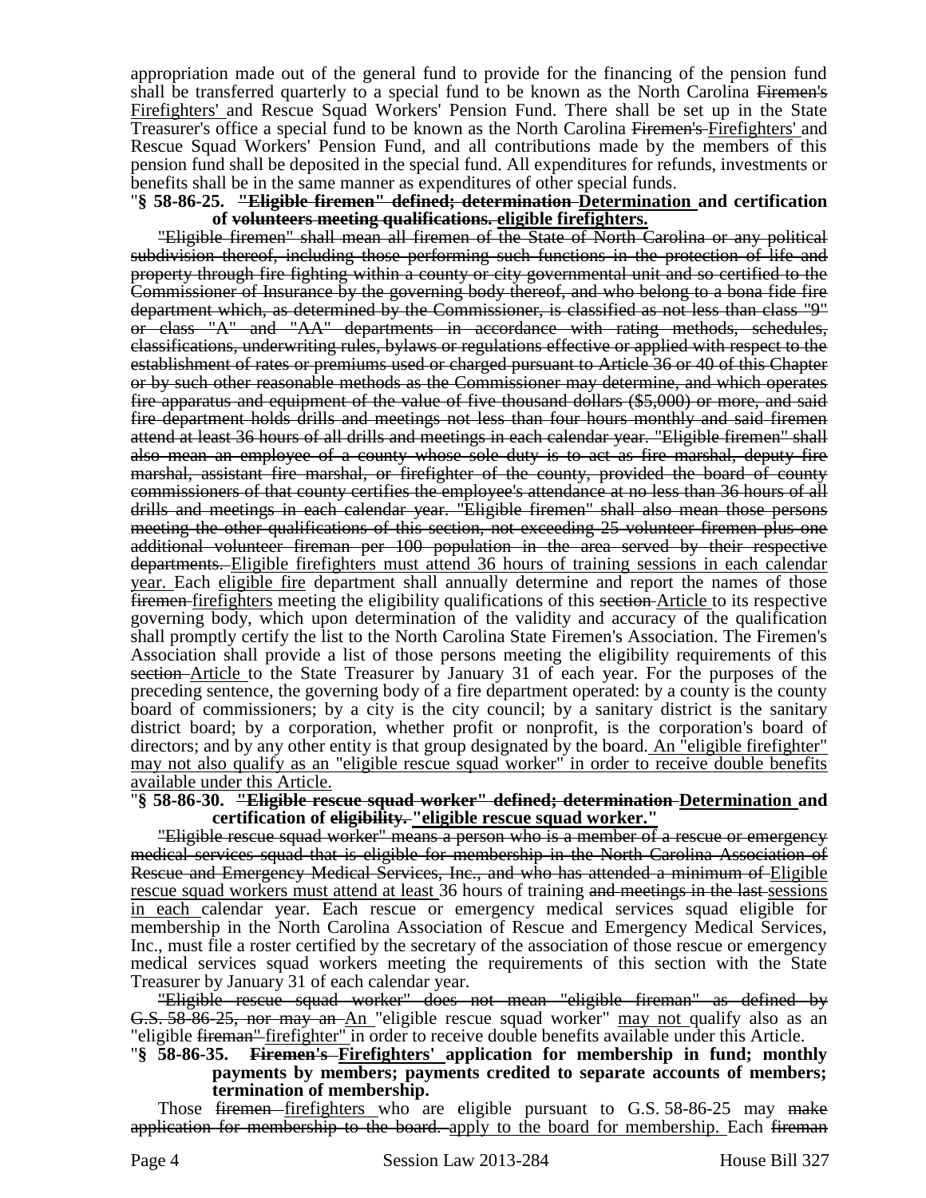appropriation made out of the general fund to provide for the financing of the pension fund shall be transferred quarterly to a special fund to be known as the North Carolina ~~Firemen's~~ <u>Firefighters'</u> and Rescue Squad Workers' Pension Fund. There shall be set up in the State Treasurer's office a special fund to be known as the North Carolina ~~Firemen's~~ <u>Firefighters'</u> and Rescue Squad Workers' Pension Fund, and all contributions made by the members of this pension fund shall be deposited in the special fund. All expenditures for refunds, investments or benefits shall be in the same manner as expenditures of other special funds.

"**§ 58-86-25. ~~"Eligible firemen" defined; determination~~ <u>Determination</u> and certification of ~~volunteers meeting qualifications.~~ <u>eligible firefighters.</u>**

~~"Eligible firemen" shall mean all firemen of the State of North Carolina or any political subdivision thereof, including those performing such functions in the protection of life and property through fire fighting within a county or city governmental unit and so certified to the Commissioner of Insurance by the governing body thereof, and who belong to a bona fide fire department which, as determined by the Commissioner, is classified as not less than class "9" or class "A" and "AA" departments in accordance with rating methods, schedules, classifications, underwriting rules, bylaws or regulations effective or applied with respect to the establishment of rates or premiums used or charged pursuant to Article 36 or 40 of this Chapter or by such other reasonable methods as the Commissioner may determine, and which operates fire apparatus and equipment of the value of five thousand dollars ($5,000) or more, and said fire department holds drills and meetings not less than four hours monthly and said firemen attend at least 36 hours of all drills and meetings in each calendar year. "Eligible firemen" shall also mean an employee of a county whose sole duty is to act as fire marshal, deputy fire marshal, assistant fire marshal, or firefighter of the county, provided the board of county commissioners of that county certifies the employee's attendance at no less than 36 hours of all drills and meetings in each calendar year. "Eligible firemen" shall also mean those persons meeting the other qualifications of this section, not exceeding 25 volunteer firemen plus one additional volunteer fireman per 100 population in the area served by their respective departments.~~ <u>Eligible firefighters must attend 36 hours of training sessions in each calendar year.</u> Each <u>eligible fire</u> department shall annually determine and report the names of those ~~firemen~~ <u>firefighters</u> meeting the eligibility qualifications of this ~~section~~ <u>Article</u> to its respective governing body, which upon determination of the validity and accuracy of the qualification shall promptly certify the list to the North Carolina State Firemen's Association. The Firemen's Association shall provide a list of those persons meeting the eligibility requirements of this ~~section~~ <u>Article</u> to the State Treasurer by January 31 of each year. For the purposes of the preceding sentence, the governing body of a fire department operated: by a county is the county board of commissioners; by a city is the city council; by a sanitary district is the sanitary district board; by a corporation, whether profit or nonprofit, is the corporation's board of directors; and by any other entity is that group designated by the board. <u>An "eligible firefighter" may not also qualify as an "eligible rescue squad worker" in order to receive double benefits available under this Article.</u>

"**§ 58-86-30. ~~"Eligible rescue squad worker" defined; determination~~ <u>Determination</u> and certification of ~~eligibility.~~ <u>"eligible rescue squad worker."</u>**

~~"Eligible rescue squad worker" means a person who is a member of a rescue or emergency medical services squad that is eligible for membership in the North Carolina Association of Rescue and Emergency Medical Services, Inc., and who has attended a minimum of~~ <u>Eligible rescue squad workers must attend at least</u> 36 hours of training ~~and meetings in the last~~ <u>sessions in each</u> calendar year. Each rescue or emergency medical services squad eligible for membership in the North Carolina Association of Rescue and Emergency Medical Services, Inc., must file a roster certified by the secretary of the association of those rescue or emergency medical services squad workers meeting the requirements of this section with the State Treasurer by January 31 of each calendar year.

~~"Eligible rescue squad worker" does not mean "eligible fireman" as defined by G.S. 58-86-25, nor may an~~ <u>An</u> "eligible rescue squad worker" <u>may not</u> qualify also as an "eligible ~~fireman"~~ <u>firefighter"</u> in order to receive double benefits available under this Article.

"**§ 58-86-35. ~~Firemen's~~ <u>Firefighters'</u> application for membership in fund; monthly payments by members; payments credited to separate accounts of members; termination of membership.**

Those ~~firemen~~ <u>firefighters</u> who are eligible pursuant to G.S. 58-86-25 may ~~make application for membership to the board.~~ <u>apply to the board for membership.</u> Each ~~fireman~~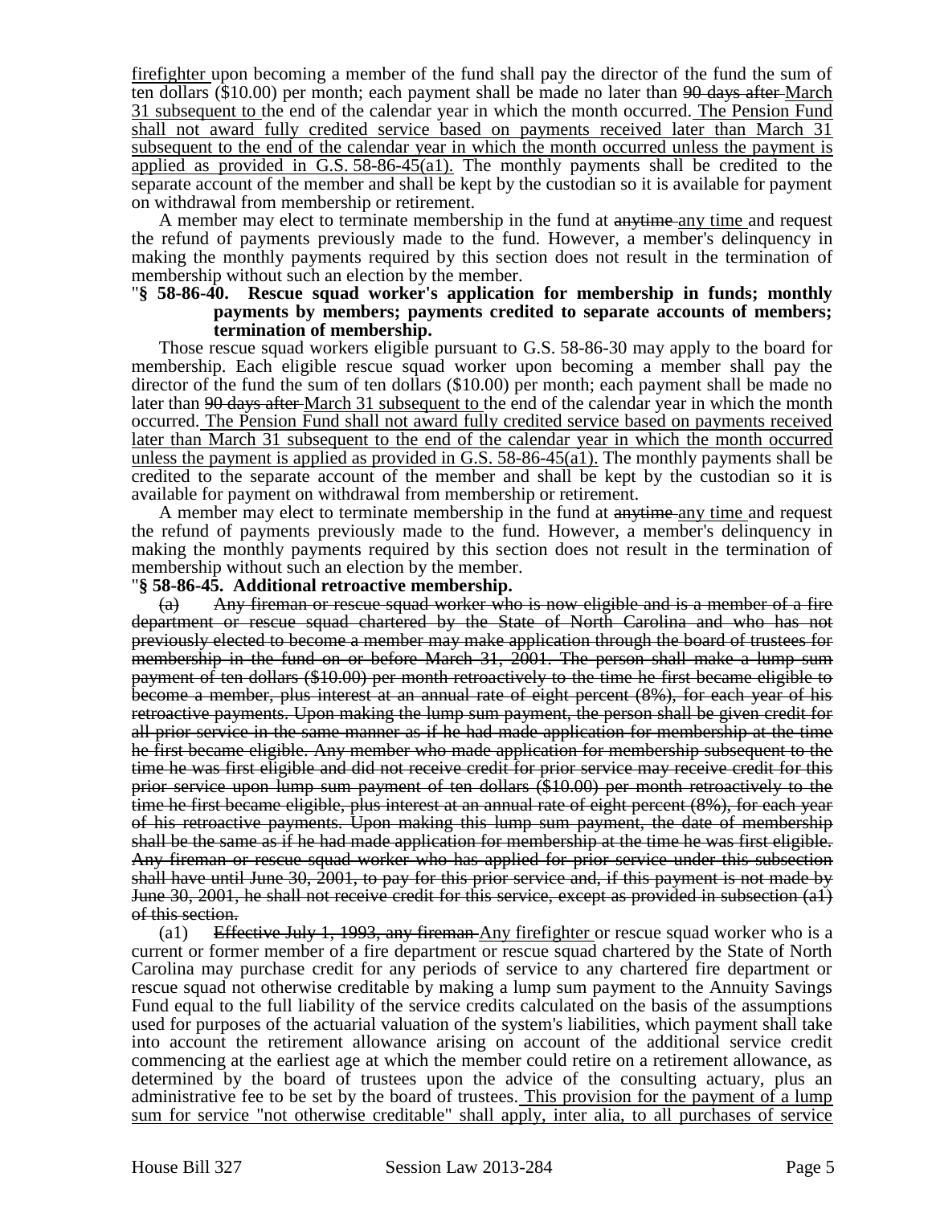firefighter upon becoming a member of the fund shall pay the director of the fund the sum of ten dollars ($10.00) per month; each payment shall be made no later than ~~90 days after~~ March 31 subsequent to the end of the calendar year in which the month occurred. The Pension Fund shall not award fully credited service based on payments received later than March 31 subsequent to the end of the calendar year in which the month occurred unless the payment is applied as provided in G.S. 58-86-45(a1). The monthly payments shall be credited to the separate account of the member and shall be kept by the custodian so it is available for payment on withdrawal from membership or retirement.

A member may elect to terminate membership in the fund at ~~anytime~~ any time and request the refund of payments previously made to the fund. However, a member's delinquency in making the monthly payments required by this section does not result in the termination of membership without such an election by the member.

"**§ 58-86-40. Rescue squad worker's application for membership in funds; monthly payments by members; payments credited to separate accounts of members; termination of membership.**

Those rescue squad workers eligible pursuant to G.S. 58-86-30 may apply to the board for membership. Each eligible rescue squad worker upon becoming a member shall pay the director of the fund the sum of ten dollars ($10.00) per month; each payment shall be made no later than ~~90 days after~~ March 31 subsequent to the end of the calendar year in which the month occurred. The Pension Fund shall not award fully credited service based on payments received later than March 31 subsequent to the end of the calendar year in which the month occurred unless the payment is applied as provided in G.S. 58-86-45(a1). The monthly payments shall be credited to the separate account of the member and shall be kept by the custodian so it is available for payment on withdrawal from membership or retirement.

A member may elect to terminate membership in the fund at ~~anytime~~ any time and request the refund of payments previously made to the fund. However, a member's delinquency in making the monthly payments required by this section does not result in the termination of membership without such an election by the member.

"**§ 58-86-45. Additional retroactive membership.**

~~(a) Any fireman or rescue squad worker who is now eligible and is a member of a fire department or rescue squad chartered by the State of North Carolina and who has not previously elected to become a member may make application through the board of trustees for membership in the fund on or before March 31, 2001. The person shall make a lump sum payment of ten dollars ($10.00) per month retroactively to the time he first became eligible to become a member, plus interest at an annual rate of eight percent (8%), for each year of his retroactive payments. Upon making the lump sum payment, the person shall be given credit for all prior service in the same manner as if he had made application for membership at the time he first became eligible. Any member who made application for membership subsequent to the time he was first eligible and did not receive credit for prior service may receive credit for this prior service upon lump sum payment of ten dollars ($10.00) per month retroactively to the time he first became eligible, plus interest at an annual rate of eight percent (8%), for each year of his retroactive payments. Upon making this lump sum payment, the date of membership shall be the same as if he had made application for membership at the time he was first eligible. Any fireman or rescue squad worker who has applied for prior service under this subsection shall have until June 30, 2001, to pay for this prior service and, if this payment is not made by June 30, 2001, he shall not receive credit for this service, except as provided in subsection (a1) of this section.~~

(a1) ~~Effective July 1, 1993, any fireman~~ Any firefighter or rescue squad worker who is a current or former member of a fire department or rescue squad chartered by the State of North Carolina may purchase credit for any periods of service to any chartered fire department or rescue squad not otherwise creditable by making a lump sum payment to the Annuity Savings Fund equal to the full liability of the service credits calculated on the basis of the assumptions used for purposes of the actuarial valuation of the system's liabilities, which payment shall take into account the retirement allowance arising on account of the additional service credit commencing at the earliest age at which the member could retire on a retirement allowance, as determined by the board of trustees upon the advice of the consulting actuary, plus an administrative fee to be set by the board of trustees. This provision for the payment of a lump sum for service "not otherwise creditable" shall apply, inter alia, to all purchases of service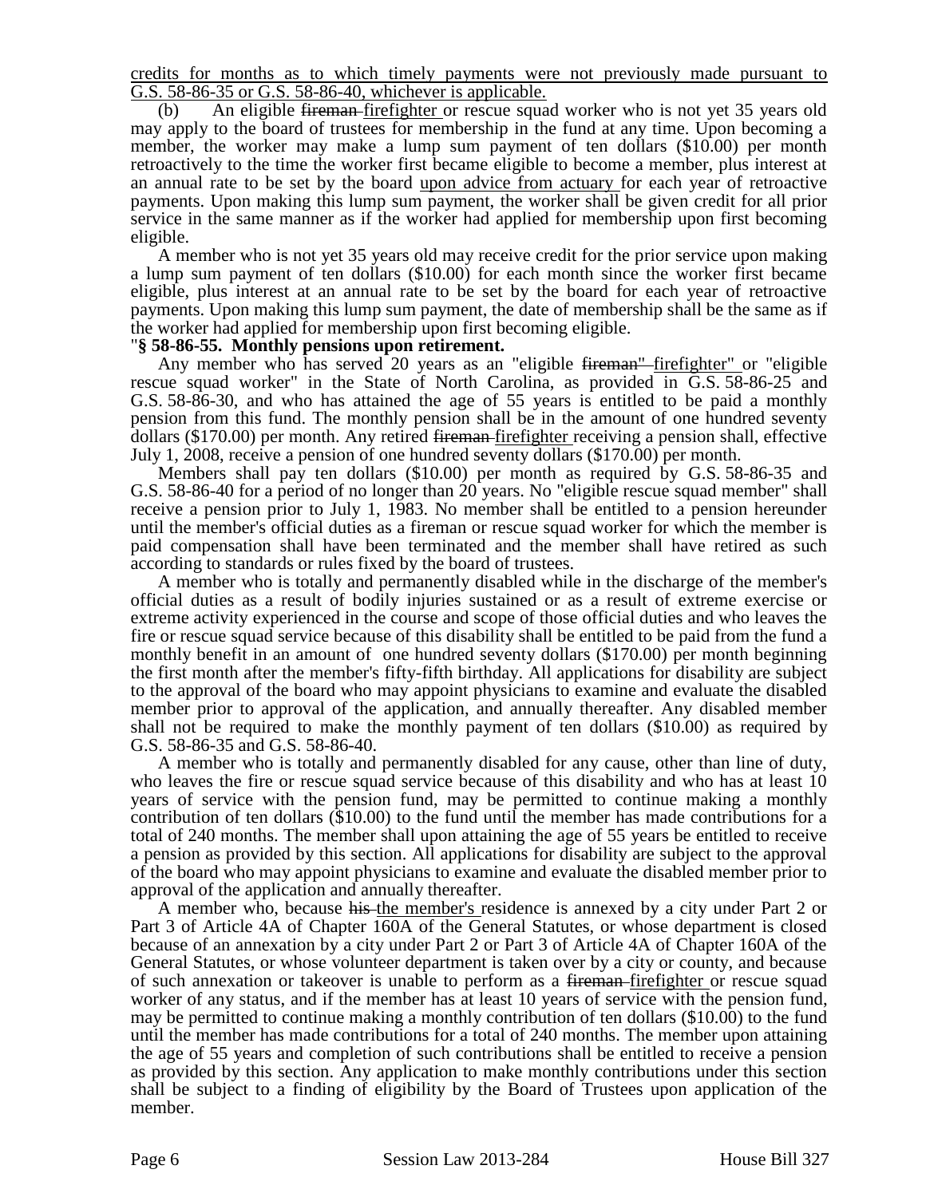credits for months as to which timely payments were not previously made pursuant to G.S. 58-86-35 or G.S. 58-86-40, whichever is applicable.

(b) An eligible ~~fireman~~ firefighter or rescue squad worker who is not yet 35 years old may apply to the board of trustees for membership in the fund at any time. Upon becoming a member, the worker may make a lump sum payment of ten dollars ($10.00) per month retroactively to the time the worker first became eligible to become a member, plus interest at an annual rate to be set by the board upon advice from actuary for each year of retroactive payments. Upon making this lump sum payment, the worker shall be given credit for all prior service in the same manner as if the worker had applied for membership upon first becoming eligible.

A member who is not yet 35 years old may receive credit for the prior service upon making a lump sum payment of ten dollars ($10.00) for each month since the worker first became eligible, plus interest at an annual rate to be set by the board for each year of retroactive payments. Upon making this lump sum payment, the date of membership shall be the same as if the worker had applied for membership upon first becoming eligible.

"**§ 58-86-55. Monthly pensions upon retirement.**

Any member who has served 20 years as an "eligible ~~fireman"~~ firefighter" or "eligible rescue squad worker" in the State of North Carolina, as provided in G.S. 58-86-25 and G.S. 58-86-30, and who has attained the age of 55 years is entitled to be paid a monthly pension from this fund. The monthly pension shall be in the amount of one hundred seventy dollars ($170.00) per month. Any retired ~~fireman~~ firefighter receiving a pension shall, effective July 1, 2008, receive a pension of one hundred seventy dollars ($170.00) per month.

Members shall pay ten dollars ($10.00) per month as required by G.S. 58-86-35 and G.S. 58-86-40 for a period of no longer than 20 years. No "eligible rescue squad member" shall receive a pension prior to July 1, 1983. No member shall be entitled to a pension hereunder until the member's official duties as a fireman or rescue squad worker for which the member is paid compensation shall have been terminated and the member shall have retired as such according to standards or rules fixed by the board of trustees.

A member who is totally and permanently disabled while in the discharge of the member's official duties as a result of bodily injuries sustained or as a result of extreme exercise or extreme activity experienced in the course and scope of those official duties and who leaves the fire or rescue squad service because of this disability shall be entitled to be paid from the fund a monthly benefit in an amount of one hundred seventy dollars ($170.00) per month beginning the first month after the member's fifty-fifth birthday. All applications for disability are subject to the approval of the board who may appoint physicians to examine and evaluate the disabled member prior to approval of the application, and annually thereafter. Any disabled member shall not be required to make the monthly payment of ten dollars ($10.00) as required by G.S. 58-86-35 and G.S. 58-86-40.

A member who is totally and permanently disabled for any cause, other than line of duty, who leaves the fire or rescue squad service because of this disability and who has at least 10 years of service with the pension fund, may be permitted to continue making a monthly contribution of ten dollars ($10.00) to the fund until the member has made contributions for a total of 240 months. The member shall upon attaining the age of 55 years be entitled to receive a pension as provided by this section. All applications for disability are subject to the approval of the board who may appoint physicians to examine and evaluate the disabled member prior to approval of the application and annually thereafter.

A member who, because ~~his~~ the member's residence is annexed by a city under Part 2 or Part 3 of Article 4A of Chapter 160A of the General Statutes, or whose department is closed because of an annexation by a city under Part 2 or Part 3 of Article 4A of Chapter 160A of the General Statutes, or whose volunteer department is taken over by a city or county, and because of such annexation or takeover is unable to perform as a ~~fireman~~ firefighter or rescue squad worker of any status, and if the member has at least 10 years of service with the pension fund, may be permitted to continue making a monthly contribution of ten dollars ($10.00) to the fund until the member has made contributions for a total of 240 months. The member upon attaining the age of 55 years and completion of such contributions shall be entitled to receive a pension as provided by this section. Any application to make monthly contributions under this section shall be subject to a finding of eligibility by the Board of Trustees upon application of the member.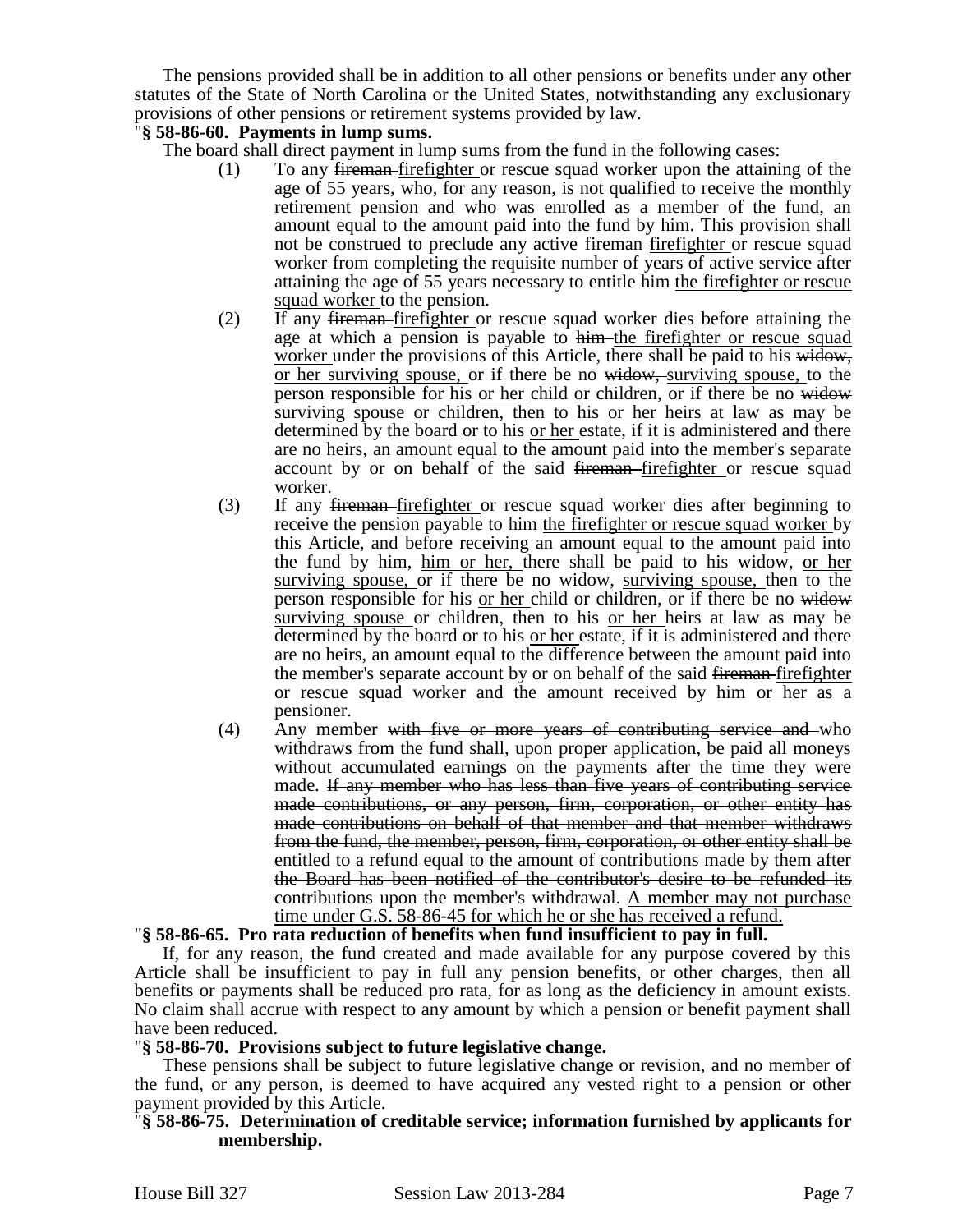The pensions provided shall be in addition to all other pensions or benefits under any other statutes of the State of North Carolina or the United States, notwithstanding any exclusionary provisions of other pensions or retirement systems provided by law.

"**§ 58-86-60. Payments in lump sums.**

The board shall direct payment in lump sums from the fund in the following cases:

(1) To any ~~fireman~~ <u>firefighter</u> or rescue squad worker upon the attaining of the age of 55 years, who, for any reason, is not qualified to receive the monthly retirement pension and who was enrolled as a member of the fund, an amount equal to the amount paid into the fund by him. This provision shall not be construed to preclude any active ~~fireman~~ <u>firefighter</u> or rescue squad worker from completing the requisite number of years of active service after attaining the age of 55 years necessary to entitle ~~him~~ <u>the firefighter or rescue squad worker</u> to the pension.

(2) If any ~~fireman~~ <u>firefighter</u> or rescue squad worker dies before attaining the age at which a pension is payable to ~~him~~ <u>the firefighter or rescue squad worker</u> under the provisions of this Article, there shall be paid to his ~~widow,~~ <u>or her surviving spouse,</u> or if there be no ~~widow,~~ <u>surviving spouse,</u> to the person responsible for his <u>or her</u> child or children, or if there be no ~~widow~~ <u>surviving spouse</u> or children, then to his <u>or her</u> heirs at law as may be determined by the board or to his <u>or her</u> estate, if it is administered and there are no heirs, an amount equal to the amount paid into the member's separate account by or on behalf of the said ~~fireman~~ <u>firefighter</u> or rescue squad worker.

(3) If any ~~fireman~~ <u>firefighter</u> or rescue squad worker dies after beginning to receive the pension payable to ~~him~~ <u>the firefighter or rescue squad worker</u> by this Article, and before receiving an amount equal to the amount paid into the fund by ~~him,~~ <u>him or her,</u> there shall be paid to his ~~widow,~~ <u>or her surviving spouse,</u> or if there be no ~~widow,~~ <u>surviving spouse,</u> then to the person responsible for his <u>or her</u> child or children, or if there be no ~~widow~~ <u>surviving spouse</u> or children, then to his <u>or her</u> heirs at law as may be determined by the board or to his <u>or her</u> estate, if it is administered and there are no heirs, an amount equal to the difference between the amount paid into the member's separate account by or on behalf of the said ~~fireman~~ <u>firefighter</u> or rescue squad worker and the amount received by him <u>or her</u> as a pensioner.

(4) Any member ~~with five or more years of contributing service and~~ who withdraws from the fund shall, upon proper application, be paid all moneys without accumulated earnings on the payments after the time they were made. ~~If any member who has less than five years of contributing service made contributions, or any person, firm, corporation, or other entity has made contributions on behalf of that member and that member withdraws from the fund, the member, person, firm, corporation, or other entity shall be entitled to a refund equal to the amount of contributions made by them after the Board has been notified of the contributor's desire to be refunded its contributions upon the member's withdrawal.~~ <u>A member may not purchase time under G.S. 58-86-45 for which he or she has received a refund.</u>

"**§ 58-86-65. Pro rata reduction of benefits when fund insufficient to pay in full.**

If, for any reason, the fund created and made available for any purpose covered by this Article shall be insufficient to pay in full any pension benefits, or other charges, then all benefits or payments shall be reduced pro rata, for as long as the deficiency in amount exists. No claim shall accrue with respect to any amount by which a pension or benefit payment shall have been reduced.

"**§ 58-86-70. Provisions subject to future legislative change.**

These pensions shall be subject to future legislative change or revision, and no member of the fund, or any person, is deemed to have acquired any vested right to a pension or other payment provided by this Article.

"**§ 58-86-75. Determination of creditable service; information furnished by applicants for membership.**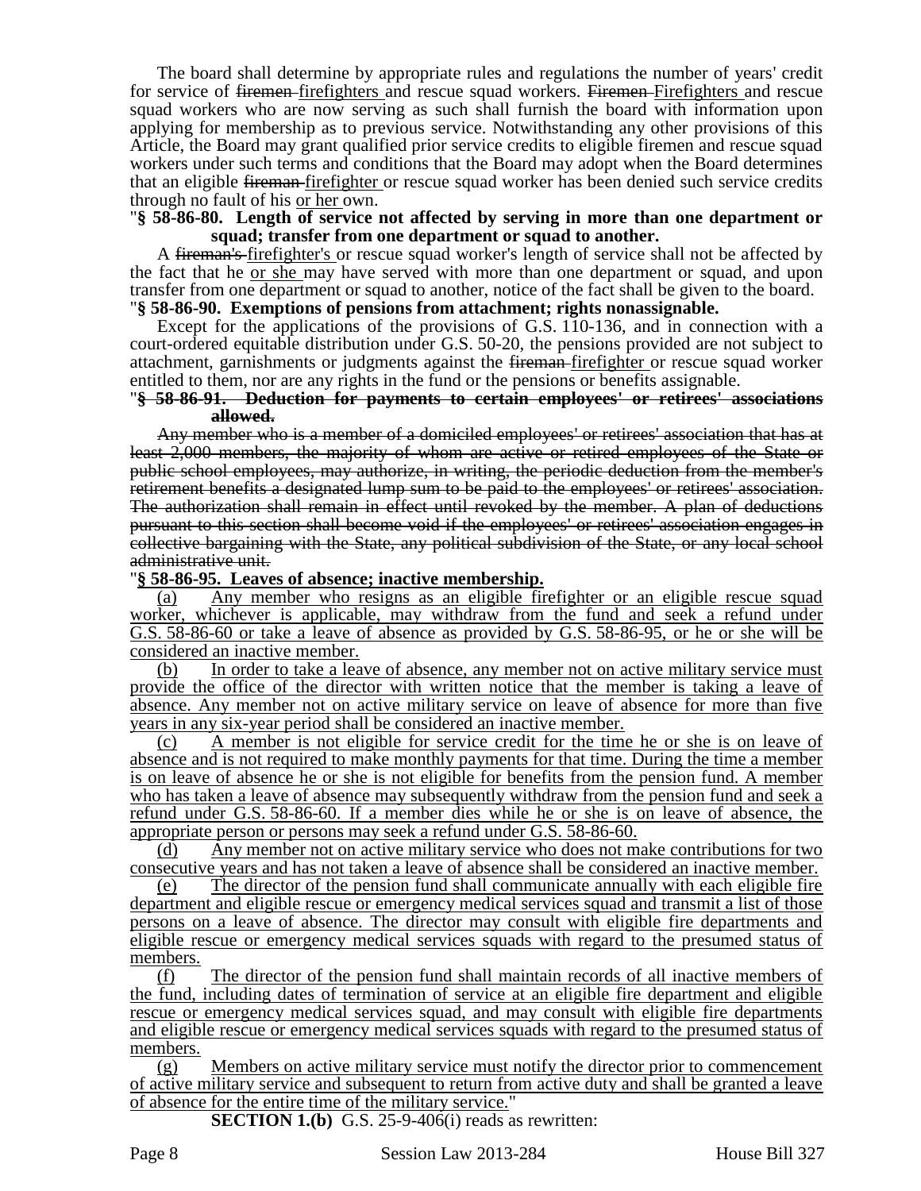The board shall determine by appropriate rules and regulations the number of years' credit for service of ~~firemen~~ firefighters and rescue squad workers. ~~Firemen~~ Firefighters and rescue squad workers who are now serving as such shall furnish the board with information upon applying for membership as to previous service. Notwithstanding any other provisions of this Article, the Board may grant qualified prior service credits to eligible firemen and rescue squad workers under such terms and conditions that the Board may adopt when the Board determines that an eligible ~~fireman~~ firefighter or rescue squad worker has been denied such service credits through no fault of his or her own.

"**§ 58-86-80. Length of service not affected by serving in more than one department or squad; transfer from one department or squad to another.**

A ~~fireman's~~ firefighter's or rescue squad worker's length of service shall not be affected by the fact that he or she may have served with more than one department or squad, and upon transfer from one department or squad to another, notice of the fact shall be given to the board.

"**§ 58-86-90. Exemptions of pensions from attachment; rights nonassignable.**

Except for the applications of the provisions of G.S. 110-136, and in connection with a court-ordered equitable distribution under G.S. 50-20, the pensions provided are not subject to attachment, garnishments or judgments against the ~~fireman~~ firefighter or rescue squad worker entitled to them, nor are any rights in the fund or the pensions or benefits assignable.

"~~**§ 58-86-91. Deduction for payments to certain employees' or retirees' associations allowed.**~~

~~Any member who is a member of a domiciled employees' or retirees' association that has at least 2,000 members, the majority of whom are active or retired employees of the State or public school employees, may authorize, in writing, the periodic deduction from the member's retirement benefits a designated lump sum to be paid to the employees' or retirees' association. The authorization shall remain in effect until revoked by the member. A plan of deductions pursuant to this section shall become void if the employees' or retirees' association engages in collective bargaining with the State, any political subdivision of the State, or any local school administrative unit.~~

"**§ 58-86-95. Leaves of absence; inactive membership.**

(a) Any member who resigns as an eligible firefighter or an eligible rescue squad worker, whichever is applicable, may withdraw from the fund and seek a refund under G.S. 58-86-60 or take a leave of absence as provided by G.S. 58-86-95, or he or she will be considered an inactive member.

(b) In order to take a leave of absence, any member not on active military service must provide the office of the director with written notice that the member is taking a leave of absence. Any member not on active military service on leave of absence for more than five years in any six-year period shall be considered an inactive member.

(c) A member is not eligible for service credit for the time he or she is on leave of absence and is not required to make monthly payments for that time. During the time a member is on leave of absence he or she is not eligible for benefits from the pension fund. A member who has taken a leave of absence may subsequently withdraw from the pension fund and seek a refund under G.S. 58-86-60. If a member dies while he or she is on leave of absence, the appropriate person or persons may seek a refund under G.S. 58-86-60.

(d) Any member not on active military service who does not make contributions for two consecutive years and has not taken a leave of absence shall be considered an inactive member.

(e) The director of the pension fund shall communicate annually with each eligible fire department and eligible rescue or emergency medical services squad and transmit a list of those persons on a leave of absence. The director may consult with eligible fire departments and eligible rescue or emergency medical services squads with regard to the presumed status of members.

(f) The director of the pension fund shall maintain records of all inactive members of the fund, including dates of termination of service at an eligible fire department and eligible rescue or emergency medical services squad, and may consult with eligible fire departments and eligible rescue or emergency medical services squads with regard to the presumed status of members.

(g) Members on active military service must notify the director prior to commencement of active military service and subsequent to return from active duty and shall be granted a leave of absence for the entire time of the military service."

**SECTION 1.(b)** G.S. 25-9-406(i) reads as rewritten: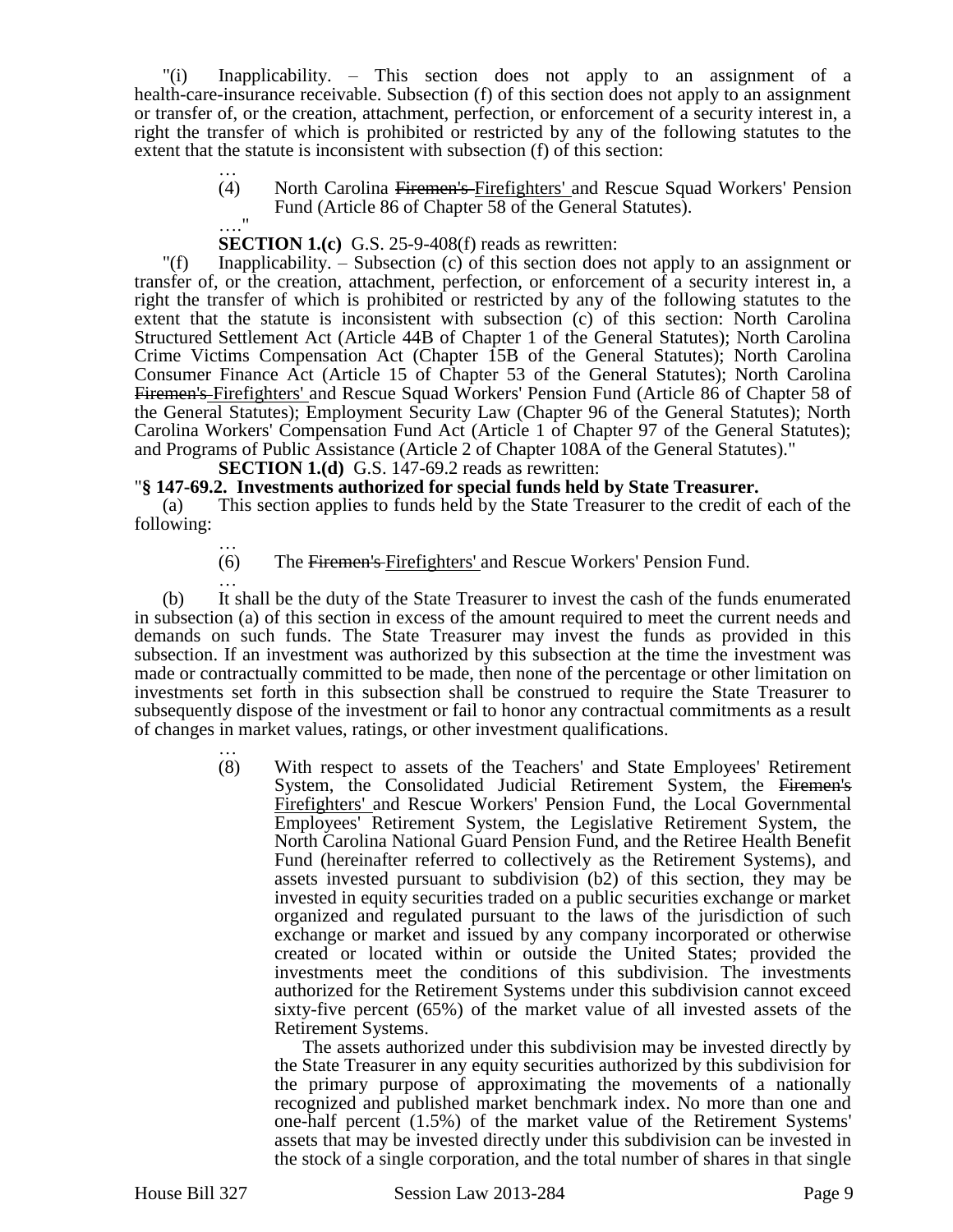"(i) Inapplicability. – This section does not apply to an assignment of a health-care-insurance receivable. Subsection (f) of this section does not apply to an assignment or transfer of, or the creation, attachment, perfection, or enforcement of a security interest in, a right the transfer of which is prohibited or restricted by any of the following statutes to the extent that the statute is inconsistent with subsection (f) of this section:

…

(4) North Carolina ~~Firemen's~~ Firefighters' and Rescue Squad Workers' Pension Fund (Article 86 of Chapter 58 of the General Statutes).

…."

**SECTION 1.(c)** G.S. 25-9-408(f) reads as rewritten:

"(f) Inapplicability. – Subsection (c) of this section does not apply to an assignment or transfer of, or the creation, attachment, perfection, or enforcement of a security interest in, a right the transfer of which is prohibited or restricted by any of the following statutes to the extent that the statute is inconsistent with subsection (c) of this section: North Carolina Structured Settlement Act (Article 44B of Chapter 1 of the General Statutes); North Carolina Crime Victims Compensation Act (Chapter 15B of the General Statutes); North Carolina Consumer Finance Act (Article 15 of Chapter 53 of the General Statutes); North Carolina ~~Firemen's~~ Firefighters' and Rescue Squad Workers' Pension Fund (Article 86 of Chapter 58 of the General Statutes); Employment Security Law (Chapter 96 of the General Statutes); North Carolina Workers' Compensation Fund Act (Article 1 of Chapter 97 of the General Statutes); and Programs of Public Assistance (Article 2 of Chapter 108A of the General Statutes)."

**SECTION 1.(d)** G.S. 147-69.2 reads as rewritten:

"**§ 147-69.2. Investments authorized for special funds held by State Treasurer.**

(a) This section applies to funds held by the State Treasurer to the credit of each of the following:

…

(6) The ~~Firemen's~~ Firefighters' and Rescue Workers' Pension Fund.

…

(b) It shall be the duty of the State Treasurer to invest the cash of the funds enumerated in subsection (a) of this section in excess of the amount required to meet the current needs and demands on such funds. The State Treasurer may invest the funds as provided in this subsection. If an investment was authorized by this subsection at the time the investment was made or contractually committed to be made, then none of the percentage or other limitation on investments set forth in this subsection shall be construed to require the State Treasurer to subsequently dispose of the investment or fail to honor any contractual commitments as a result of changes in market values, ratings, or other investment qualifications.

…

(8) With respect to assets of the Teachers' and State Employees' Retirement System, the Consolidated Judicial Retirement System, the ~~Firemen's~~ Firefighters' and Rescue Workers' Pension Fund, the Local Governmental Employees' Retirement System, the Legislative Retirement System, the North Carolina National Guard Pension Fund, and the Retiree Health Benefit Fund (hereinafter referred to collectively as the Retirement Systems), and assets invested pursuant to subdivision (b2) of this section, they may be invested in equity securities traded on a public securities exchange or market organized and regulated pursuant to the laws of the jurisdiction of such exchange or market and issued by any company incorporated or otherwise created or located within or outside the United States; provided the investments meet the conditions of this subdivision. The investments authorized for the Retirement Systems under this subdivision cannot exceed sixty-five percent (65%) of the market value of all invested assets of the Retirement Systems.

The assets authorized under this subdivision may be invested directly by the State Treasurer in any equity securities authorized by this subdivision for the primary purpose of approximating the movements of a nationally recognized and published market benchmark index. No more than one and one-half percent (1.5%) of the market value of the Retirement Systems' assets that may be invested directly under this subdivision can be invested in the stock of a single corporation, and the total number of shares in that single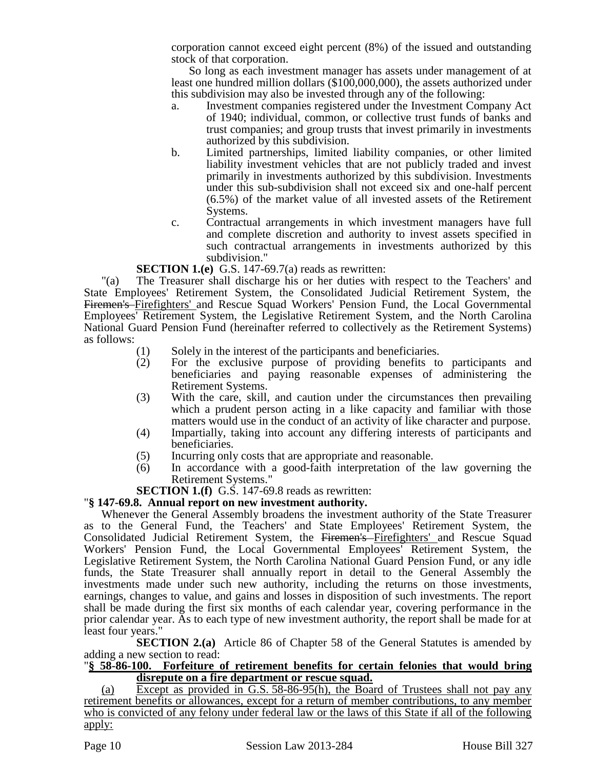corporation cannot exceed eight percent (8%) of the issued and outstanding stock of that corporation.

So long as each investment manager has assets under management of at least one hundred million dollars ($100,000,000), the assets authorized under this subdivision may also be invested through any of the following:

a. Investment companies registered under the Investment Company Act of 1940; individual, common, or collective trust funds of banks and trust companies; and group trusts that invest primarily in investments authorized by this subdivision.

b. Limited partnerships, limited liability companies, or other limited liability investment vehicles that are not publicly traded and invest primarily in investments authorized by this subdivision. Investments under this sub-subdivision shall not exceed six and one-half percent (6.5%) of the market value of all invested assets of the Retirement Systems.

c. Contractual arrangements in which investment managers have full and complete discretion and authority to invest assets specified in such contractual arrangements in investments authorized by this subdivision."

**SECTION 1.(e)** G.S. 147-69.7(a) reads as rewritten:

"(a) The Treasurer shall discharge his or her duties with respect to the Teachers' and State Employees' Retirement System, the Consolidated Judicial Retirement System, the ~~Firemen's~~ Firefighters' and Rescue Squad Workers' Pension Fund, the Local Governmental Employees' Retirement System, the Legislative Retirement System, and the North Carolina National Guard Pension Fund (hereinafter referred to collectively as the Retirement Systems) as follows:

(1) Solely in the interest of the participants and beneficiaries.

(2) For the exclusive purpose of providing benefits to participants and beneficiaries and paying reasonable expenses of administering the Retirement Systems.

(3) With the care, skill, and caution under the circumstances then prevailing which a prudent person acting in a like capacity and familiar with those matters would use in the conduct of an activity of like character and purpose.

(4) Impartially, taking into account any differing interests of participants and beneficiaries.

(5) Incurring only costs that are appropriate and reasonable.

(6) In accordance with a good-faith interpretation of the law governing the Retirement Systems."

**SECTION 1.(f)** G.S. 147-69.8 reads as rewritten:

"**§ 147-69.8. Annual report on new investment authority.**

Whenever the General Assembly broadens the investment authority of the State Treasurer as to the General Fund, the Teachers' and State Employees' Retirement System, the Consolidated Judicial Retirement System, the ~~Firemen's~~ Firefighters' and Rescue Squad Workers' Pension Fund, the Local Governmental Employees' Retirement System, the Legislative Retirement System, the North Carolina National Guard Pension Fund, or any idle funds, the State Treasurer shall annually report in detail to the General Assembly the investments made under such new authority, including the returns on those investments, earnings, changes to value, and gains and losses in disposition of such investments. The report shall be made during the first six months of each calendar year, covering performance in the prior calendar year. As to each type of new investment authority, the report shall be made for at least four years."

**SECTION 2.(a)** Article 86 of Chapter 58 of the General Statutes is amended by adding a new section to read:

"**<u>§ 58-86-100. Forfeiture of retirement benefits for certain felonies that would bring disrepute on a fire department or rescue squad.</u>**

<u>(a) Except as provided in G.S. 58-86-95(h), the Board of Trustees shall not pay any retirement benefits or allowances, except for a return of member contributions, to any member who is convicted of any felony under federal law or the laws of this State if all of the following apply:</u>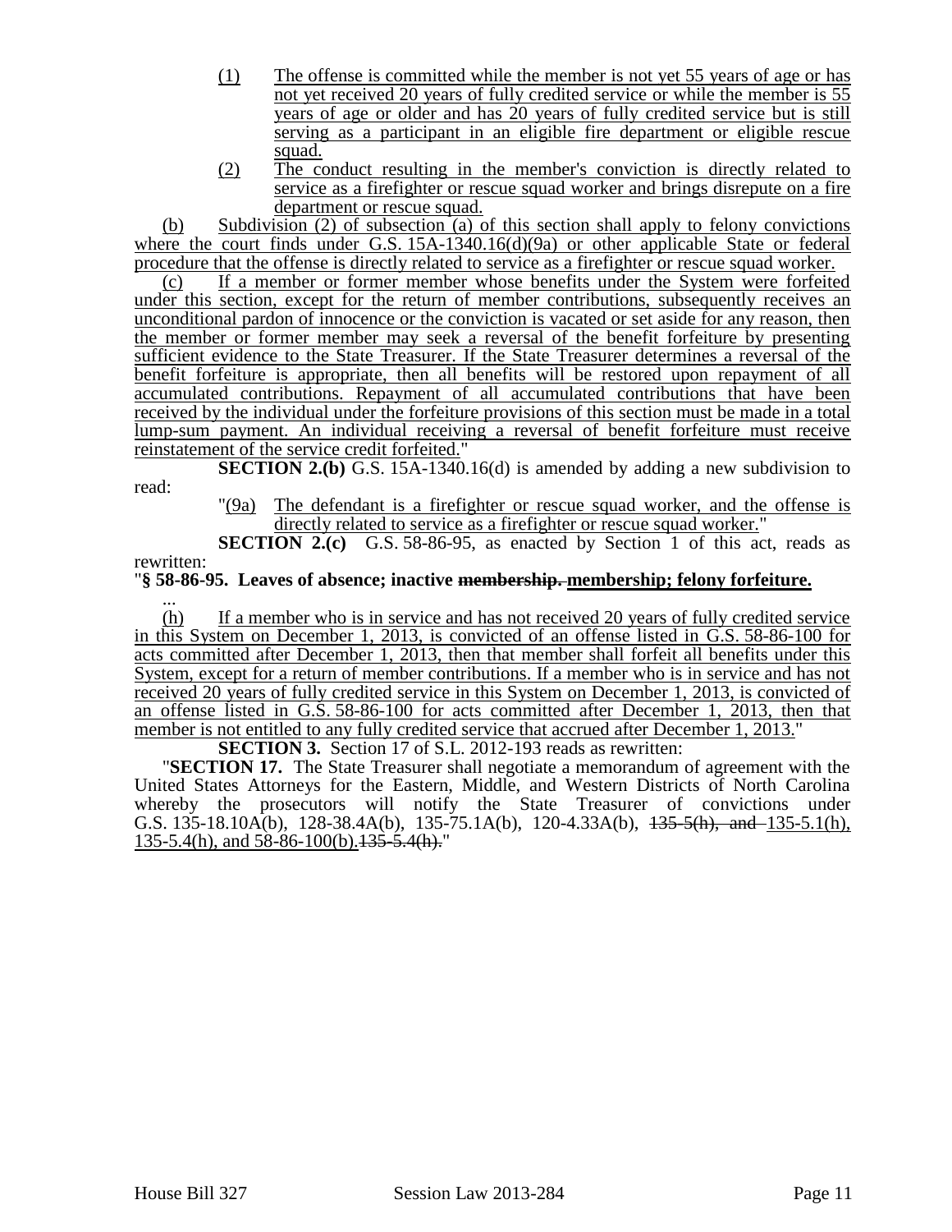(1) The offense is committed while the member is not yet 55 years of age or has not yet received 20 years of fully credited service or while the member is 55 years of age or older and has 20 years of fully credited service but is still serving as a participant in an eligible fire department or eligible rescue squad.

(2) The conduct resulting in the member's conviction is directly related to service as a firefighter or rescue squad worker and brings disrepute on a fire department or rescue squad.

(b) Subdivision (2) of subsection (a) of this section shall apply to felony convictions where the court finds under G.S. 15A-1340.16(d)(9a) or other applicable State or federal procedure that the offense is directly related to service as a firefighter or rescue squad worker.

(c) If a member or former member whose benefits under the System were forfeited under this section, except for the return of member contributions, subsequently receives an unconditional pardon of innocence or the conviction is vacated or set aside for any reason, then the member or former member may seek a reversal of the benefit forfeiture by presenting sufficient evidence to the State Treasurer. If the State Treasurer determines a reversal of the benefit forfeiture is appropriate, then all benefits will be restored upon repayment of all accumulated contributions. Repayment of all accumulated contributions that have been received by the individual under the forfeiture provisions of this section must be made in a total lump-sum payment. An individual receiving a reversal of benefit forfeiture must receive reinstatement of the service credit forfeited."

**SECTION 2.(b)** G.S. 15A-1340.16(d) is amended by adding a new subdivision to read:

"(9a) The defendant is a firefighter or rescue squad worker, and the offense is directly related to service as a firefighter or rescue squad worker."

**SECTION 2.(c)** G.S. 58-86-95, as enacted by Section 1 of this act, reads as rewritten:

"**§ 58-86-95. Leaves of absence; inactive ~~membership.~~ membership; felony forfeiture.**

...

(h) If a member who is in service and has not received 20 years of fully credited service in this System on December 1, 2013, is convicted of an offense listed in G.S. 58-86-100 for acts committed after December 1, 2013, then that member shall forfeit all benefits under this System, except for a return of member contributions. If a member who is in service and has not received 20 years of fully credited service in this System on December 1, 2013, is convicted of an offense listed in G.S. 58-86-100 for acts committed after December 1, 2013, then that member is not entitled to any fully credited service that accrued after December 1, 2013."

**SECTION 3.** Section 17 of S.L. 2012-193 reads as rewritten:

"**SECTION 17.** The State Treasurer shall negotiate a memorandum of agreement with the United States Attorneys for the Eastern, Middle, and Western Districts of North Carolina whereby the prosecutors will notify the State Treasurer of convictions under G.S. 135-18.10A(b), 128-38.4A(b), 135-75.1A(b), 120-4.33A(b), ~~135-5(h), and~~ 135-5.1(h), 135-5.4(h), and 58-86-100(b).~~135-5.4(h).~~"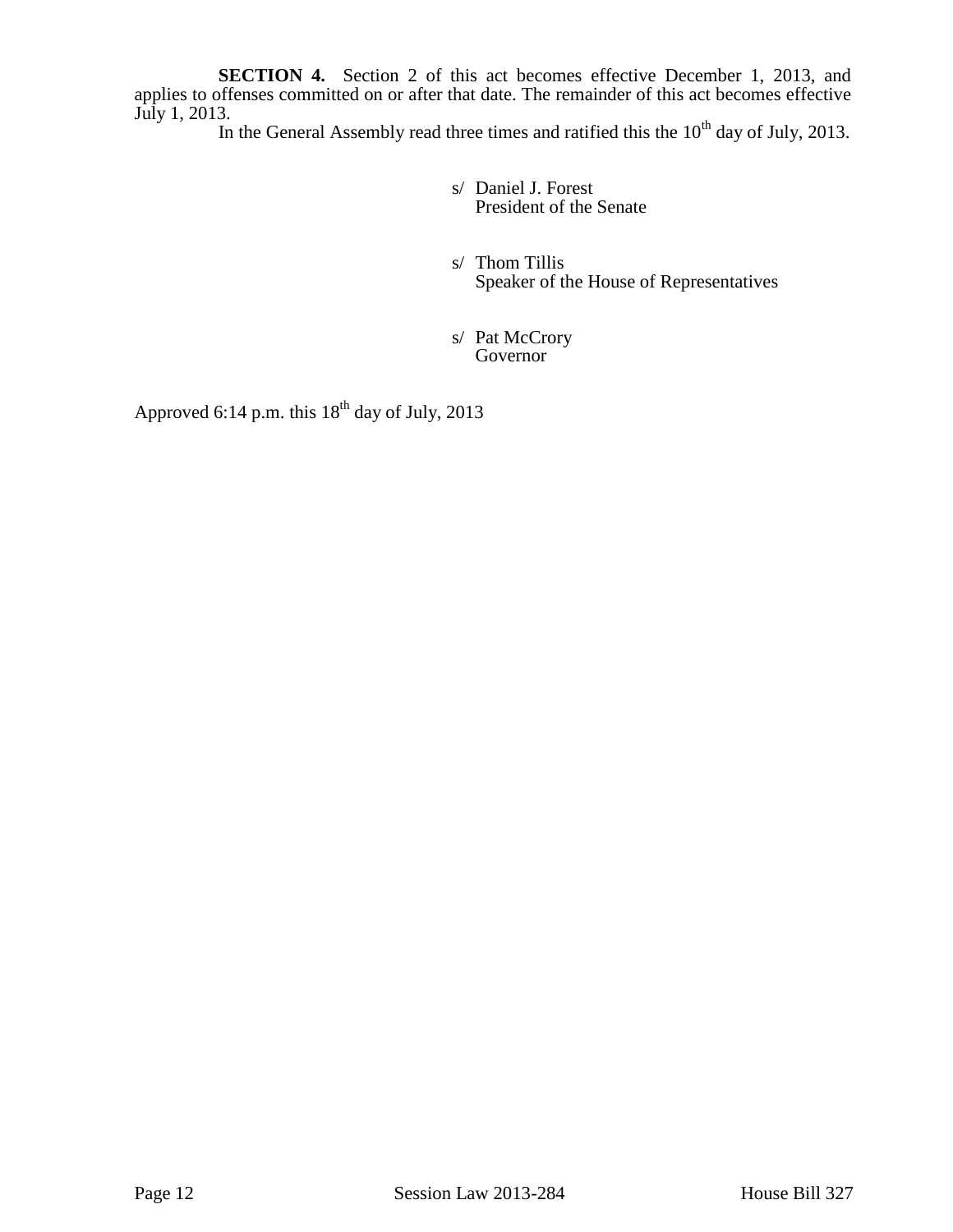**SECTION 4.** Section 2 of this act becomes effective December 1, 2013, and applies to offenses committed on or after that date. The remainder of this act becomes effective July 1, 2013.

In the General Assembly read three times and ratified this the 10th day of July, 2013.

s/ Daniel J. Forest
President of the Senate

s/ Thom Tillis
Speaker of the House of Representatives

s/ Pat McCrory
Governor

Approved 6:14 p.m. this 18th day of July, 2013